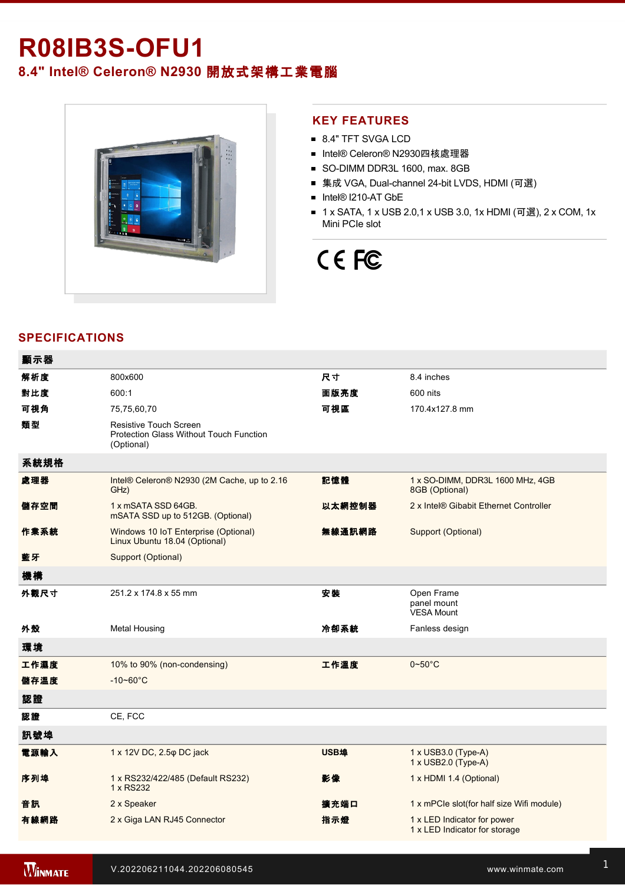# R08IB3S-OFU1

## 8.4" Intel® Celeron® N2930 開放式架構工業電腦

## KEY FEATURES

- 8.4" TFT SVGA LCD
- Intel® Celeron® N2930四核處理器
- SO-DIMM DDR3L 1600, max. 8GB
- 集成 VGA, Dual-channel 24-bit LVDS, HDMI (可選)
- Intel® I210-AT GbE
- 1 x SATA, 1 x USB 2.0,1 x USB 3.0, 1x HDMI (可選), 2 x COM, 1x Mini PCIe slot

## SPECIFICATIONS

| 顯示器 | | | |
|---|---|---|---|
| 解析度 | 800x600 | 尺寸 | 8.4 inches |
| 對比度 | 600:1 | 面版亮度 | 600 nits |
| 可視角 | 75,75,60,70 | 可視區 | 170.4x127.8 mm |
| 類型 | Resistive Touch Screen<br>Protection Glass Without Touch Function (Optional) | | |
| **系統規格** | | | |
| 處理器 | Intel® Celeron® N2930 (2M Cache, up to 2.16 GHz) | 記憶體 | 1 x SO-DIMM, DDR3L 1600 MHz, 4GB<br>8GB (Optional) |
| 儲存空間 | 1 x mSATA SSD 64GB.<br>mSATA SSD up to 512GB. (Optional) | 以太網控制器 | 2 x Intel® Gibabit Ethernet Controller |
| 作業系統 | Windows 10 IoT Enterprise (Optional)<br>Linux Ubuntu 18.04 (Optional) | 無線通訊網路 | Support (Optional) |
| 藍牙 | Support (Optional) | | |
| **機構** | | | |
| 外觀尺寸 | 251.2 x 174.8 x 55 mm | 安裝 | Open Frame<br>panel mount<br>VESA Mount |
| 外殼 | Metal Housing | 冷卻系統 | Fanless design |
| **環境** | | | |
| 工作濕度 | 10% to 90% (non-condensing) | 工作溫度 | 0~50°C |
| 儲存溫度 | -10~60°C | | |
| **認證** | | | |
| 認證 | CE, FCC | | |
| **訊號埠** | | | |
| 電源輸入 | 1 x 12V DC, 2.5φ DC jack | USB埠 | 1 x USB3.0 (Type-A)<br>1 x USB2.0 (Type-A) |
| 序列埠 | 1 x RS232/422/485 (Default RS232)<br>1 x RS232 | 影像 | 1 x HDMI 1.4 (Optional) |
| 音訊 | 2 x Speaker | 擴充端口 | 1 x mPCIe slot(for half size Wifi module) |
| 有線網路 | 2 x Giga LAN RJ45 Connector | 指示燈 | 1 x LED Indicator for power<br>1 x LED Indicator for storage |

V.202206211044.202206080545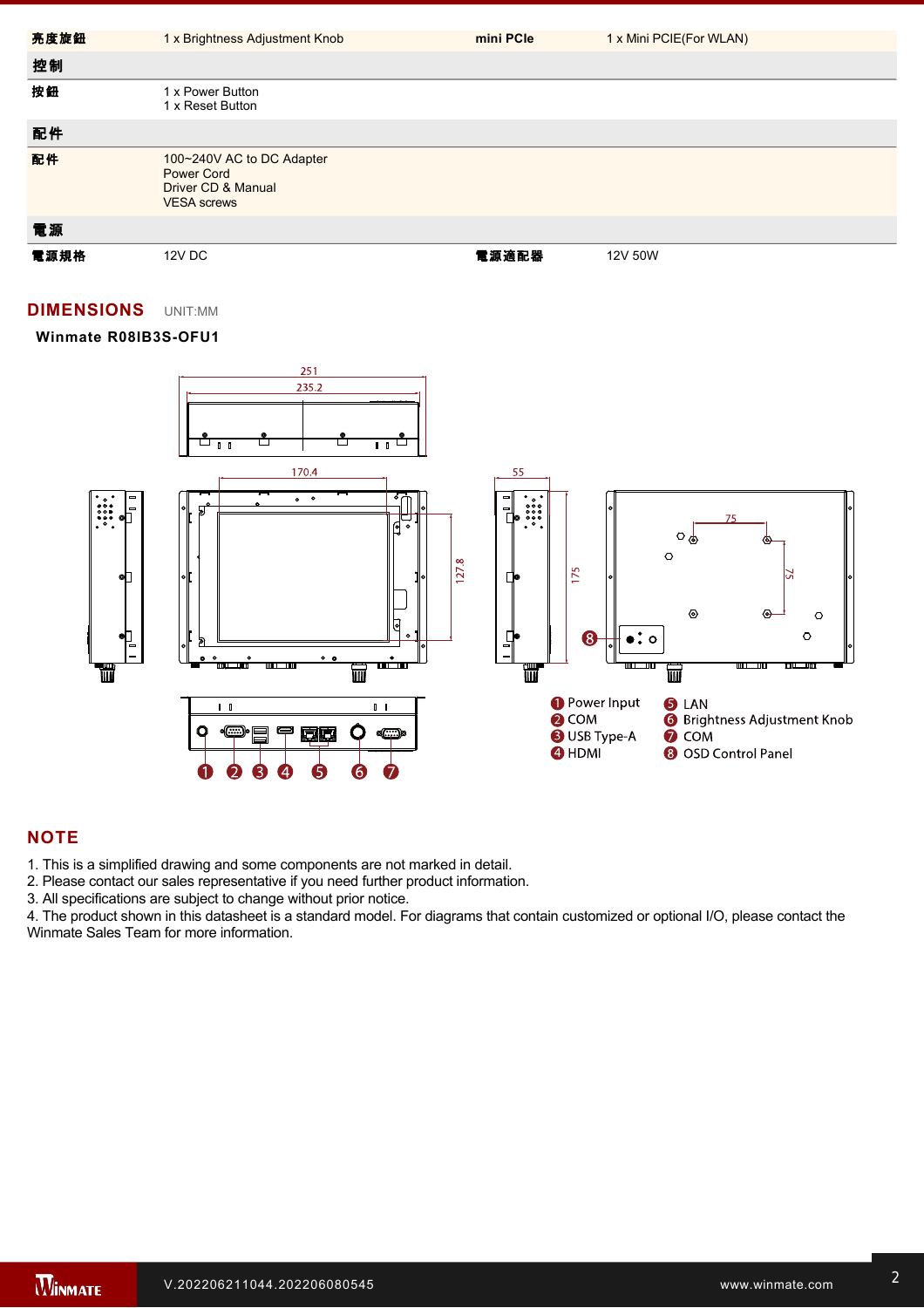| | | | |
|---|---|---|---|
| 亮度旋鈕 | 1 x Brightness Adjustment Knob | mini PCIe | 1 x Mini PCIE(For WLAN) |
| **控制** | | | |
| 按鈕 | 1 x Power Button<br>1 x Reset Button | | |
| **配件** | | | |
| 配件 | 100~240V AC to DC Adapter<br>Power Cord<br>Driver CD & Manual<br>VESA screws | | |
| **電源** | | | |
| 電源規格 | 12V DC | 電源適配器 | 12V 50W |

## DIMENSIONS UNIT:MM

**Winmate R08IB3S-OFU1**

251
235.2
170.4
127.8
55
175
75
75

1 Power Input
2 COM
3 USB Type-A
4 HDMI
5 LAN
6 Brightness Adjustment Knob
7 COM
8 OSD Control Panel

## NOTE

1. This is a simplified drawing and some components are not marked in detail.
2. Please contact our sales representative if you need further product information.
3. All specifications are subject to change without prior notice.
4. The product shown in this datasheet is a standard model. For diagrams that contain customized or optional I/O, please contact the Winmate Sales Team for more information.